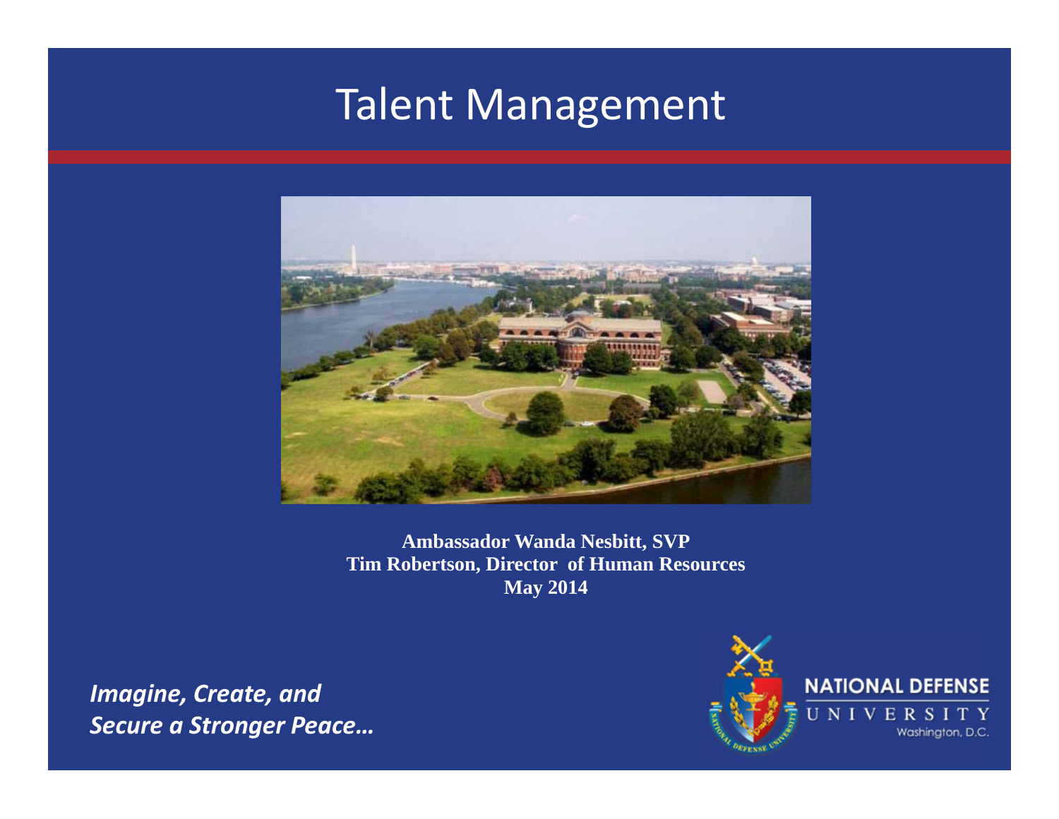# Talent Management

**Ambassador Wanda Nesbitt, SVP**
**Tim Robertson, Director of Human Resources**
**May 2014**

***Imagine, Create, and Secure a Stronger Peace…***

NATIONAL DEFENSE UNIVERSITY
Washington, D.C.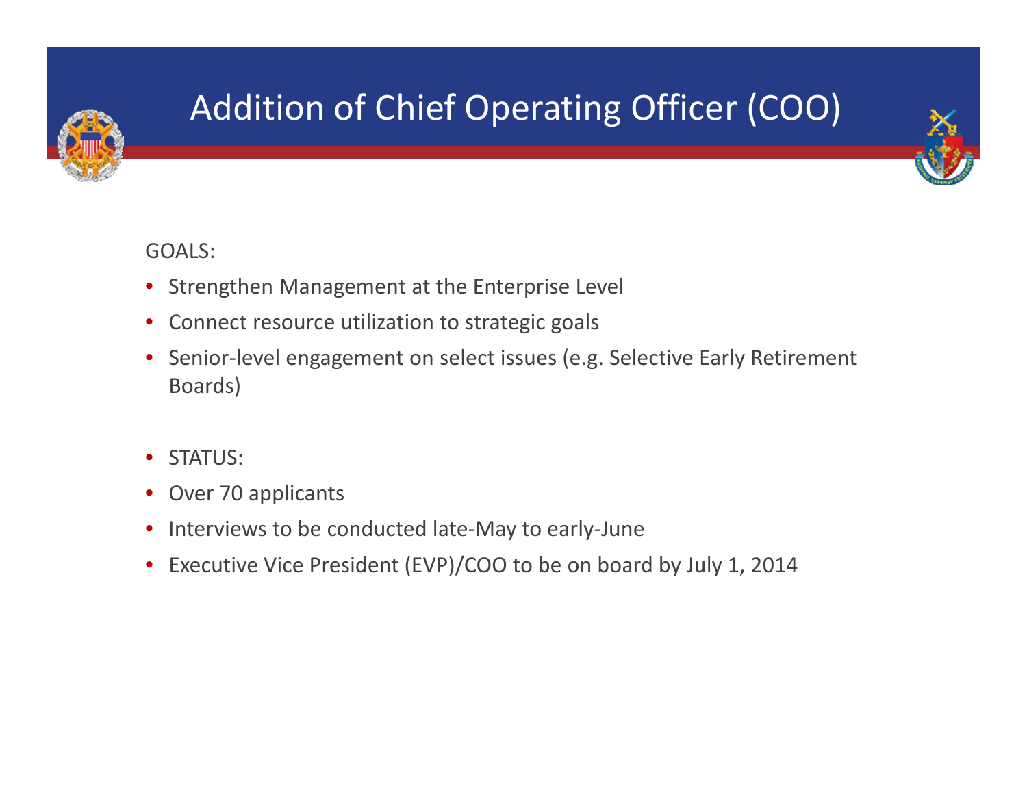# Addition of Chief Operating Officer (COO)

GOALS:

- Strengthen Management at the Enterprise Level
- Connect resource utilization to strategic goals
- Senior-level engagement on select issues (e.g. Selective Early Retirement Boards)

- STATUS:
- Over 70 applicants
- Interviews to be conducted late-May to early-June
- Executive Vice President (EVP)/COO to be on board by July 1, 2014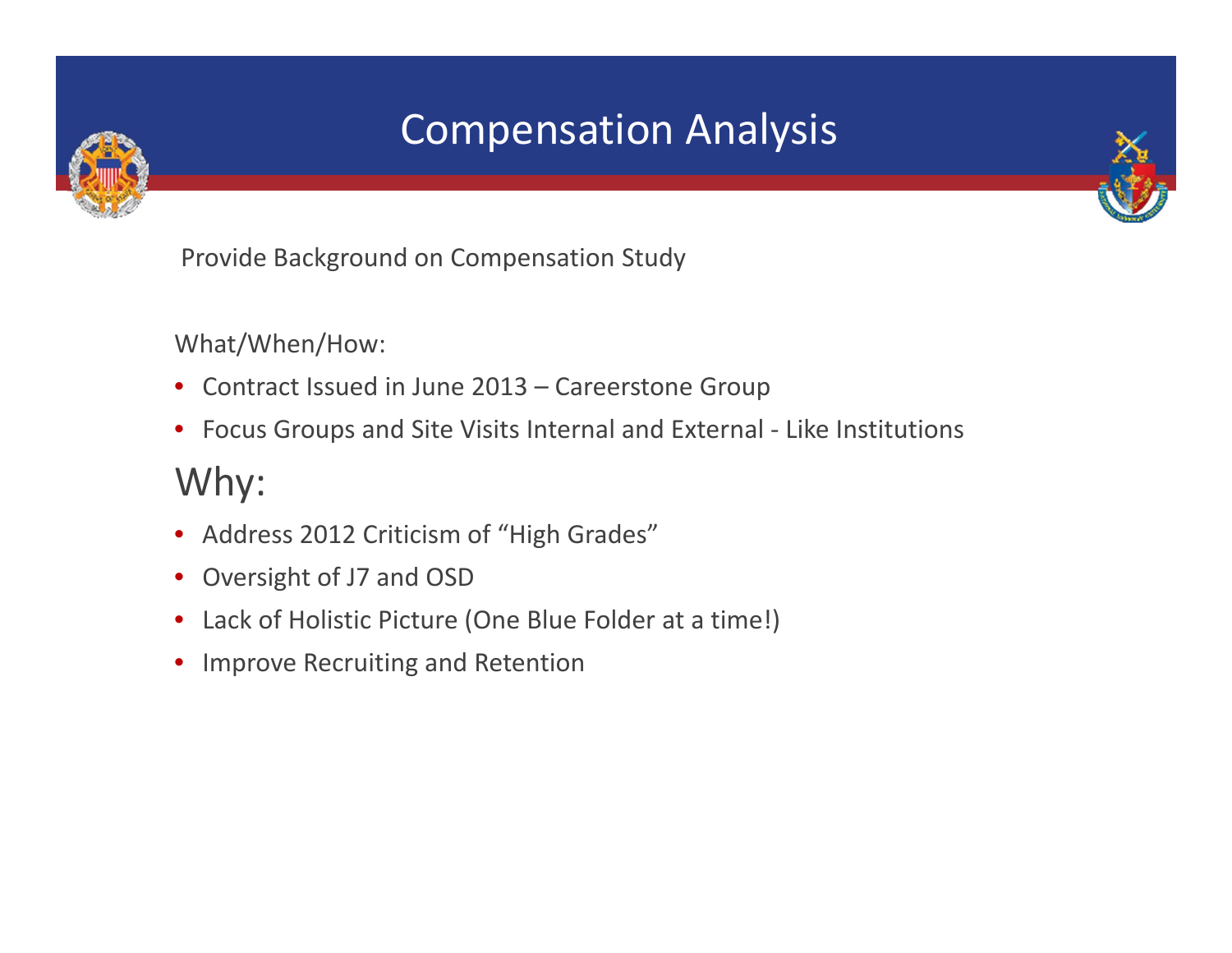# Compensation Analysis

Provide Background on Compensation Study

What/When/How:

- Contract Issued in June 2013 – Careerstone Group
- Focus Groups and Site Visits Internal and External - Like Institutions

## Why:

- Address 2012 Criticism of "High Grades"
- Oversight of J7 and OSD
- Lack of Holistic Picture (One Blue Folder at a time!)
- Improve Recruiting and Retention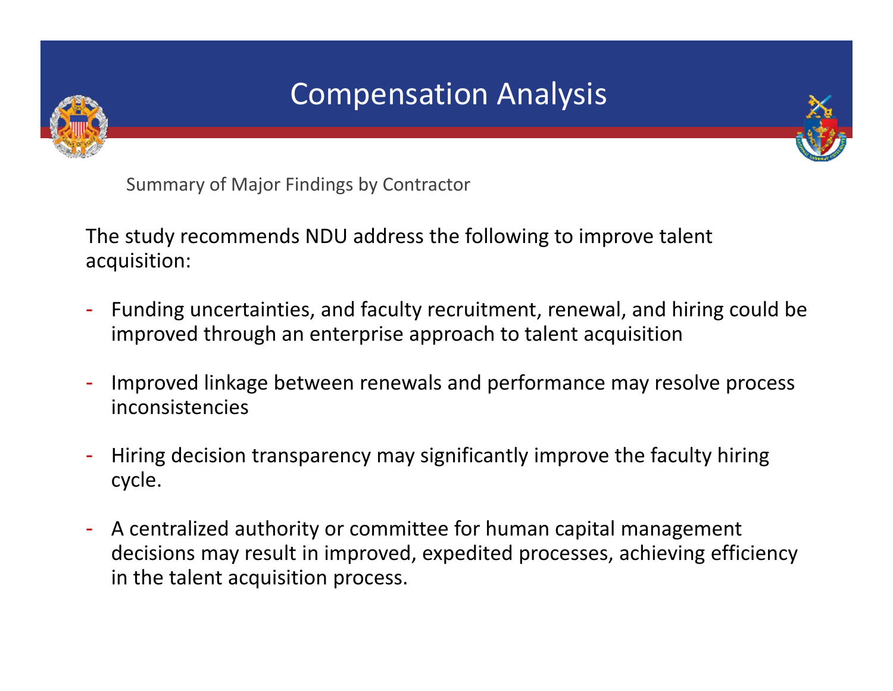# Compensation Analysis

Summary of Major Findings by Contractor

The study recommends NDU address the following to improve talent acquisition:

- Funding uncertainties, and faculty recruitment, renewal, and hiring could be improved through an enterprise approach to talent acquisition
- Improved linkage between renewals and performance may resolve process inconsistencies
- Hiring decision transparency may significantly improve the faculty hiring cycle.
- A centralized authority or committee for human capital management decisions may result in improved, expedited processes, achieving efficiency in the talent acquisition process.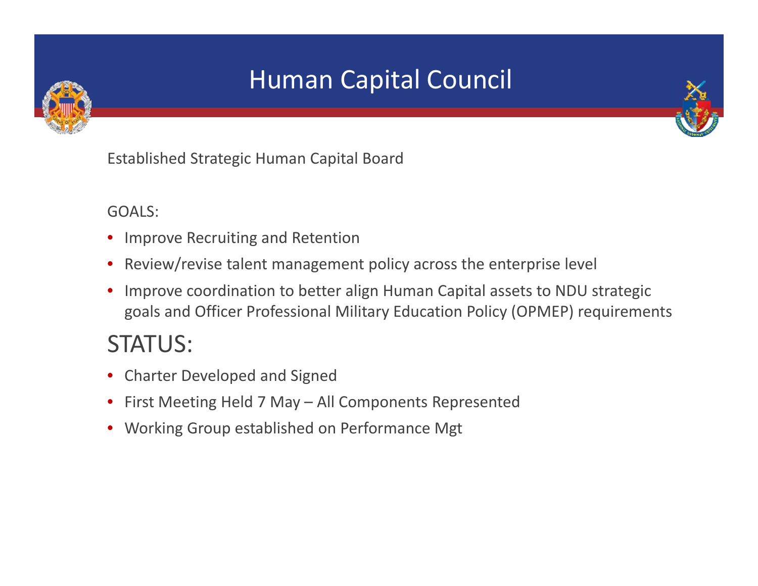# Human Capital Council

Established Strategic Human Capital Board

GOALS:

- Improve Recruiting and Retention
- Review/revise talent management policy across the enterprise level
- Improve coordination to better align Human Capital assets to NDU strategic goals and Officer Professional Military Education Policy (OPMEP) requirements

## STATUS:

- Charter Developed and Signed
- First Meeting Held 7 May – All Components Represented
- Working Group established on Performance Mgt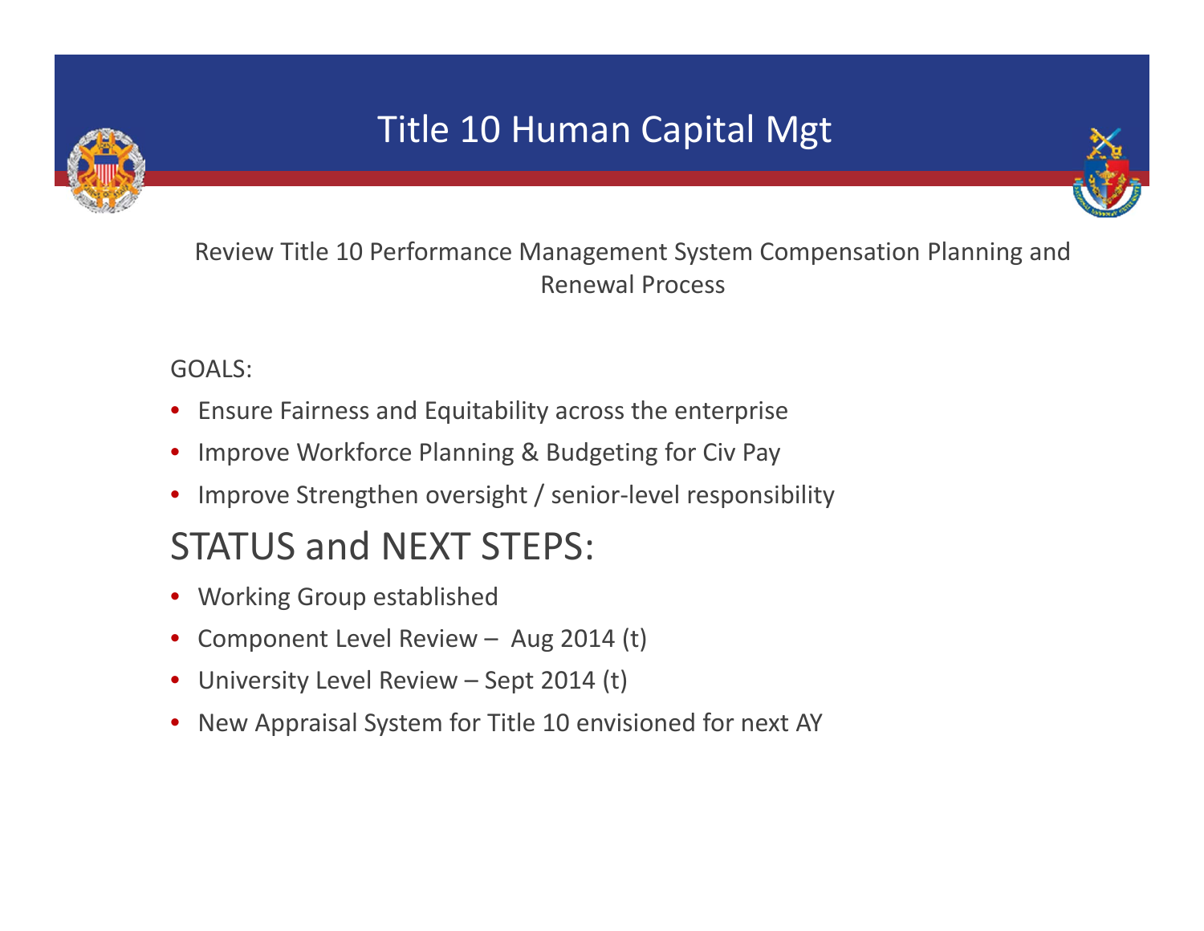# Title 10 Human Capital Mgt

Review Title 10 Performance Management System Compensation Planning and Renewal Process

GOALS:

- Ensure Fairness and Equitability across the enterprise
- Improve Workforce Planning & Budgeting for Civ Pay
- Improve Strengthen oversight / senior-level responsibility

## STATUS and NEXT STEPS:

- Working Group established
- Component Level Review – Aug 2014 (t)
- University Level Review – Sept 2014 (t)
- New Appraisal System for Title 10 envisioned for next AY